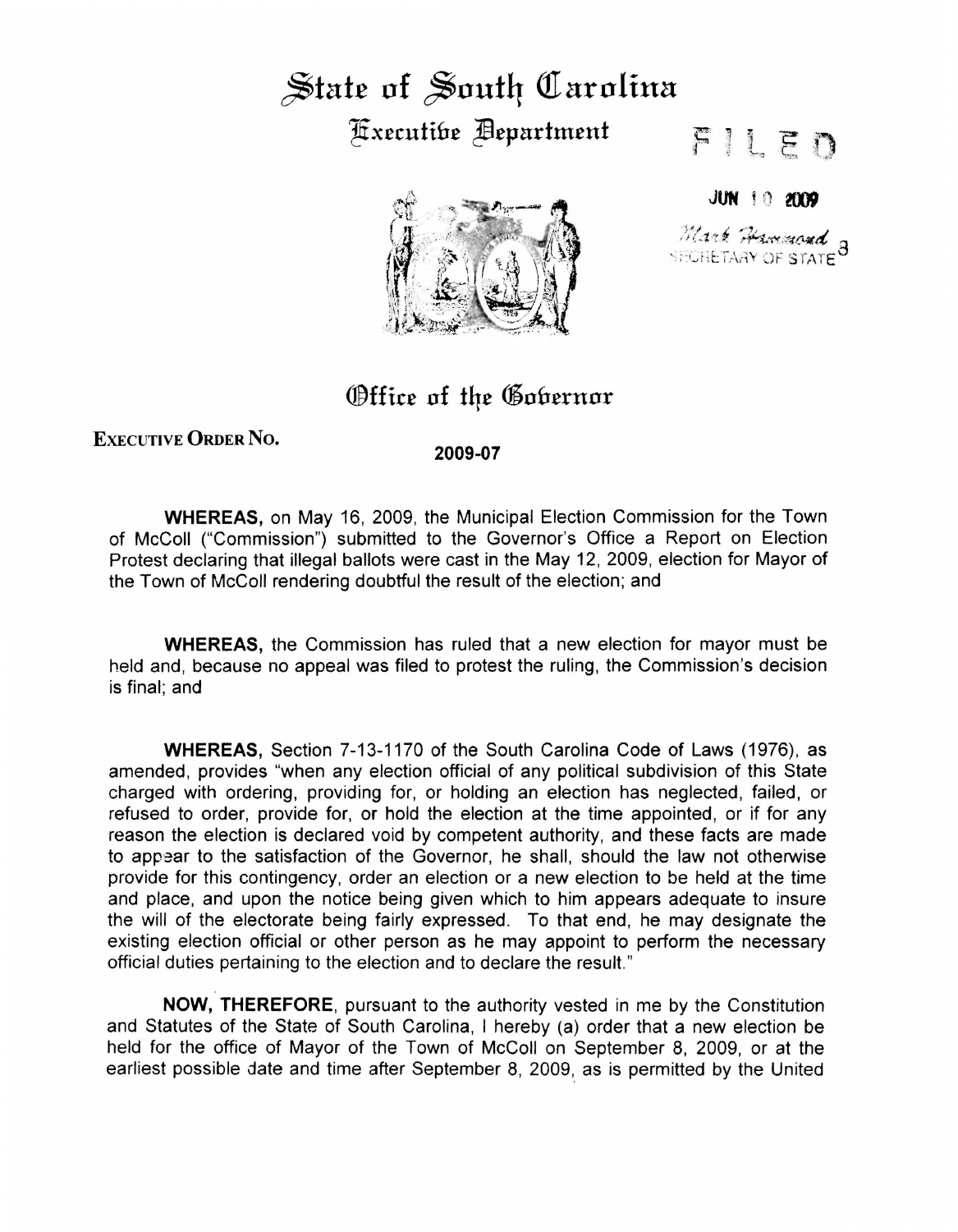# State of South Carolina

## Executive Department

FILED

JUN 10 2009

Mark Hammond
SECRETARY OF STATE

## Office of the Governor

**EXECUTIVE ORDER NO.** **2009-07**

**WHEREAS,** on May 16, 2009, the Municipal Election Commission for the Town of McColl ("Commission") submitted to the Governor's Office a Report on Election Protest declaring that illegal ballots were cast in the May 12, 2009, election for Mayor of the Town of McColl rendering doubtful the result of the election; and

**WHEREAS,** the Commission has ruled that a new election for mayor must be held and, because no appeal was filed to protest the ruling, the Commission's decision is final; and

**WHEREAS,** Section 7-13-1170 of the South Carolina Code of Laws (1976), as amended, provides "when any election official of any political subdivision of this State charged with ordering, providing for, or holding an election has neglected, failed, or refused to order, provide for, or hold the election at the time appointed, or if for any reason the election is declared void by competent authority, and these facts are made to appear to the satisfaction of the Governor, he shall, should the law not otherwise provide for this contingency, order an election or a new election to be held at the time and place, and upon the notice being given which to him appears adequate to insure the will of the electorate being fairly expressed. To that end, he may designate the existing election official or other person as he may appoint to perform the necessary official duties pertaining to the election and to declare the result."

**NOW, THEREFORE**, pursuant to the authority vested in me by the Constitution and Statutes of the State of South Carolina, I hereby (a) order that a new election be held for the office of Mayor of the Town of McColl on September 8, 2009, or at the earliest possible date and time after September 8, 2009, as is permitted by the United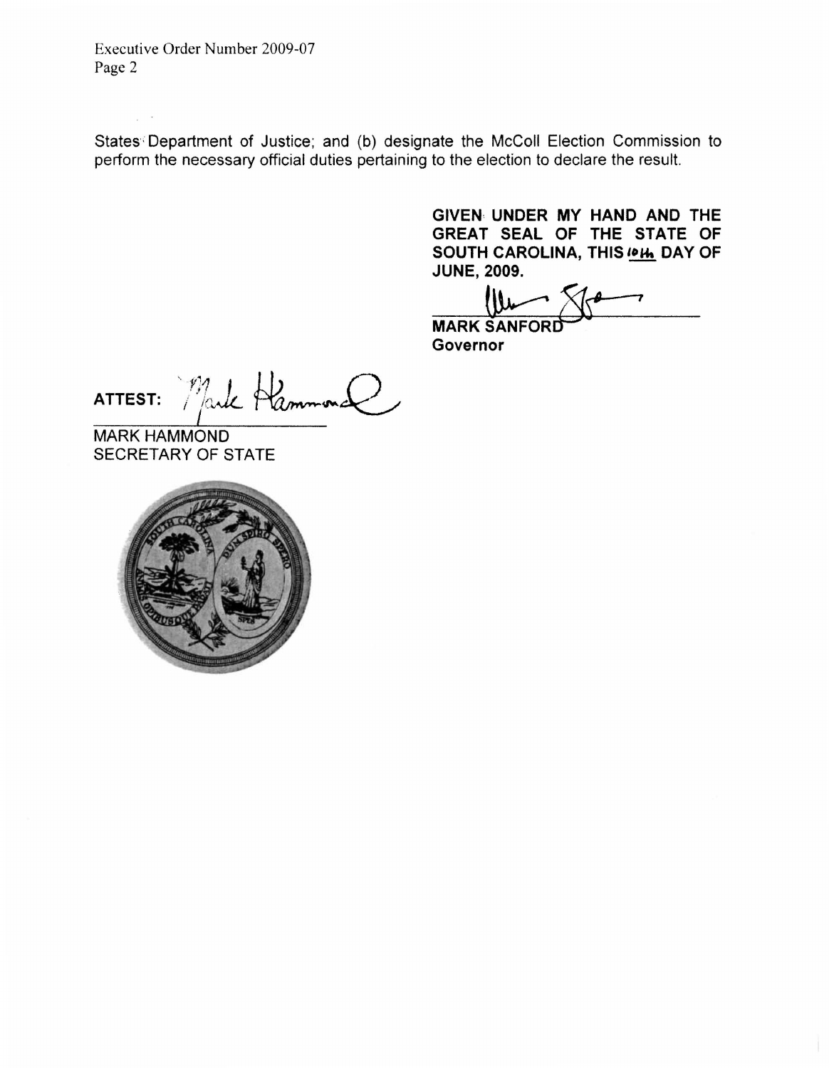States Department of Justice; and (b) designate the McColl Election Commission to perform the necessary official duties pertaining to the election to declare the result.

**GIVEN UNDER MY HAND AND THE GREAT SEAL OF THE STATE OF SOUTH CAROLINA, THIS 10th DAY OF JUNE, 2009.**

**MARK SANFORD**
**Governor**

**ATTEST:**

MARK HAMMOND
SECRETARY OF STATE